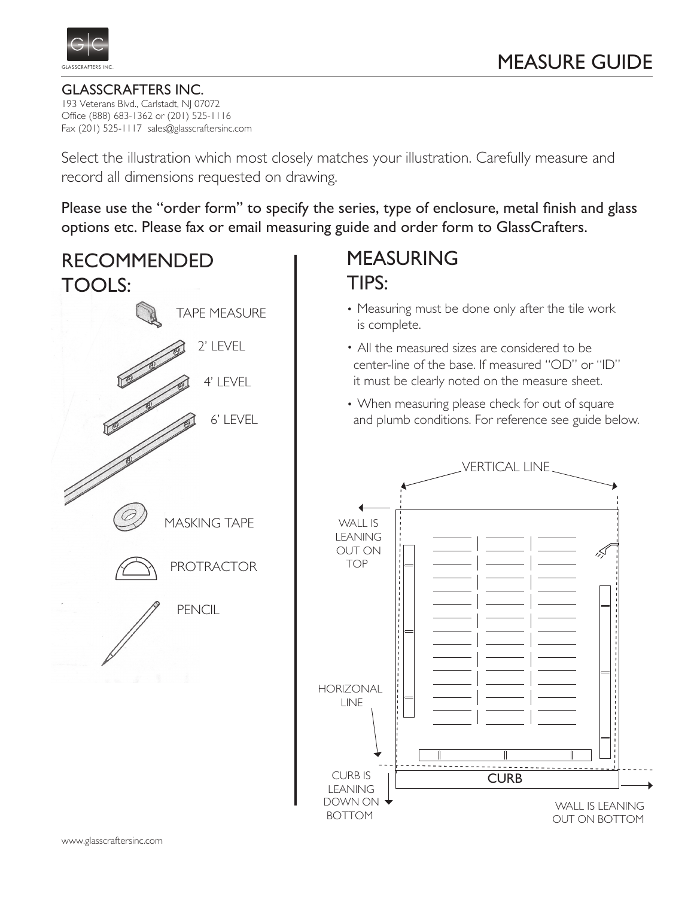GLASSCRAFTERS INC.

# MEASURE GUIDE

## GLASSCRAFTERS INC.

193 Veterans Blvd., Carlstadt, NJ 07072
Office (888) 683-1362 or (201) 525-1116
Fax (201) 525-1117 sales@glasscraftersinc.com

Select the illustration which most closely matches your illustration. Carefully measure and record all dimensions requested on drawing.

Please use the "order form" to specify the series, type of enclosure, metal finish and glass options etc. Please fax or email measuring guide and order form to GlassCrafters.

## RECOMMENDED TOOLS:

- TAPE MEASURE
- 2' LEVEL
- 4' LEVEL
- 6' LEVEL
- MASKING TAPE
- PROTRACTOR
- PENCIL

## MEASURING TIPS:

- Measuring must be done only after the tile work is complete.
- All the measured sizes are considered to be center-line of the base. If measured "OD" or "ID" it must be clearly noted on the measure sheet.
- When measuring please check for out of square and plumb conditions. For reference see guide below.

VERTICAL LINE

WALL IS LEANING OUT ON TOP

HORIZONAL LINE

CURB IS LEANING DOWN ON BOTTOM

CURB

WALL IS LEANING OUT ON BOTTOM

www.glasscraftersinc.com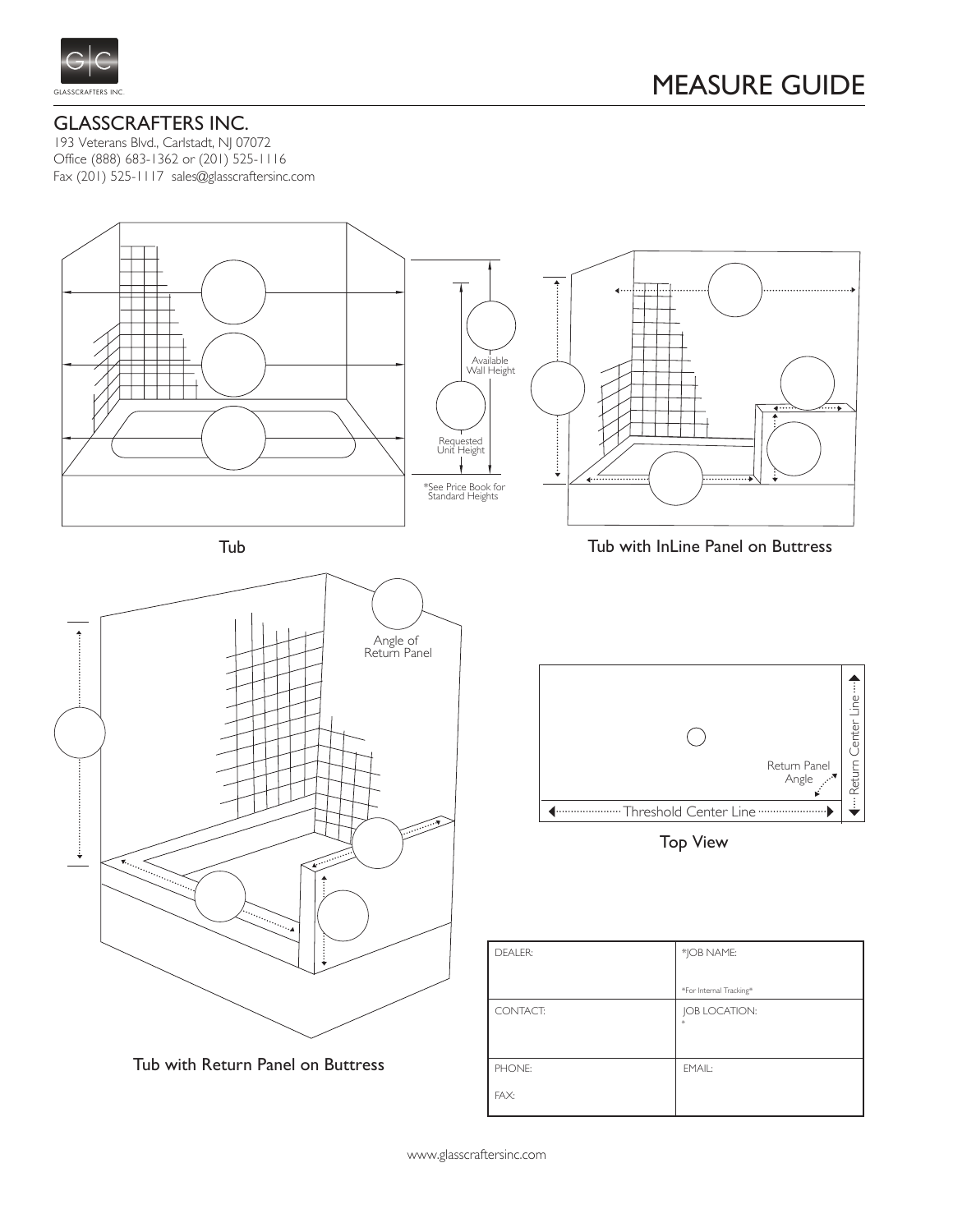# MEASURE GUIDE

## GLASSCRAFTERS INC.

193 Veterans Blvd., Carlstadt, NJ 07072
Office (888) 683-1362 or (201) 525-1116
Fax (201) 525-1117 sales@glasscraftersinc.com

Available Wall Height

Requested Unit Height

*See Price Book for Standard Heights

Tub

Tub with InLine Panel on Buttress

Angle of Return Panel

Return Panel Angle

Return Center Line

Threshold Center Line

Top View

Tub with Return Panel on Buttress

| DEALER: | *JOB NAME:<br>*For Internal Tracking* |
|---|---|
| CONTACT: | JOB LOCATION:<br>* |
| PHONE:<br>FAX: | EMAIL: |

www.glasscraftersinc.com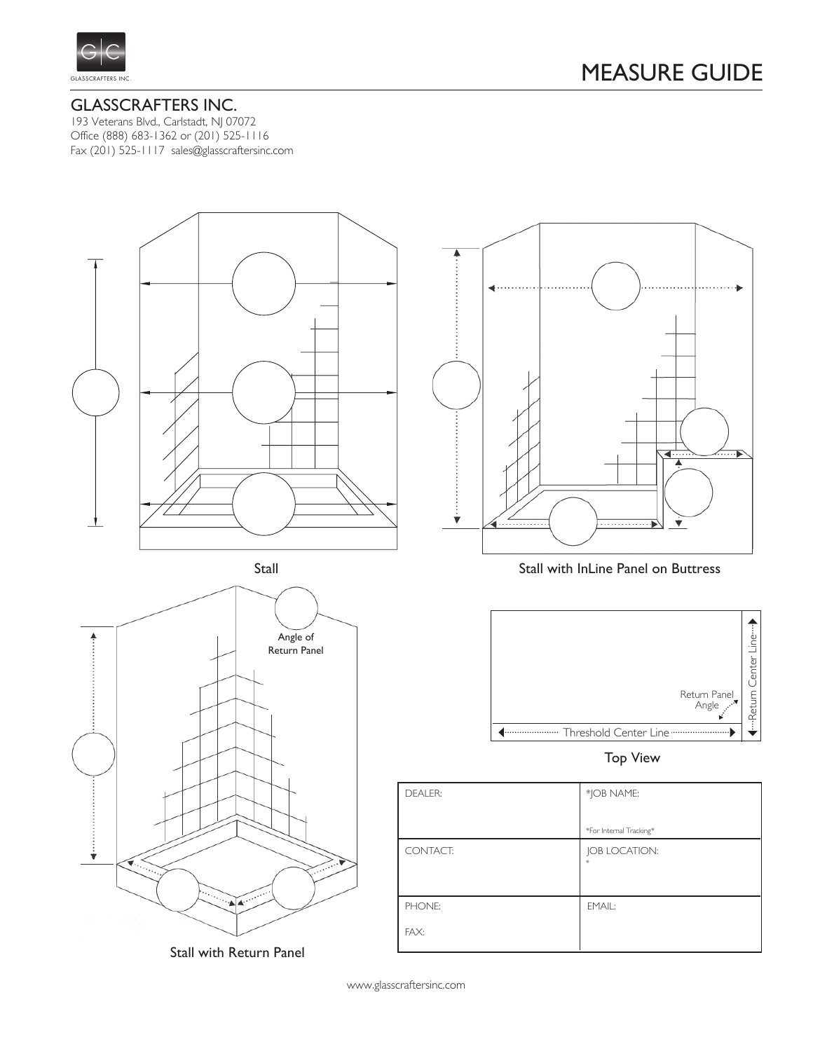# MEASURE GUIDE

## GLASSCRAFTERS INC.

193 Veterans Blvd., Carlstadt, NJ 07072
Office (888) 683-1362 or (201) 525-1116
Fax (201) 525-1117 sales@glasscraftersinc.com

Stall

Stall with InLine Panel on Buttress

Angle of Return Panel

Stall with Return Panel

Return Panel Angle

Threshold Center Line

Return Center Line

Top View

| DEALER: | *JOB NAME:<br><br>*For Internal Tracking* |
|---|---|
| CONTACT: | JOB LOCATION:<br>* |
| PHONE:<br><br>FAX: | EMAIL: |

www.glasscraftersinc.com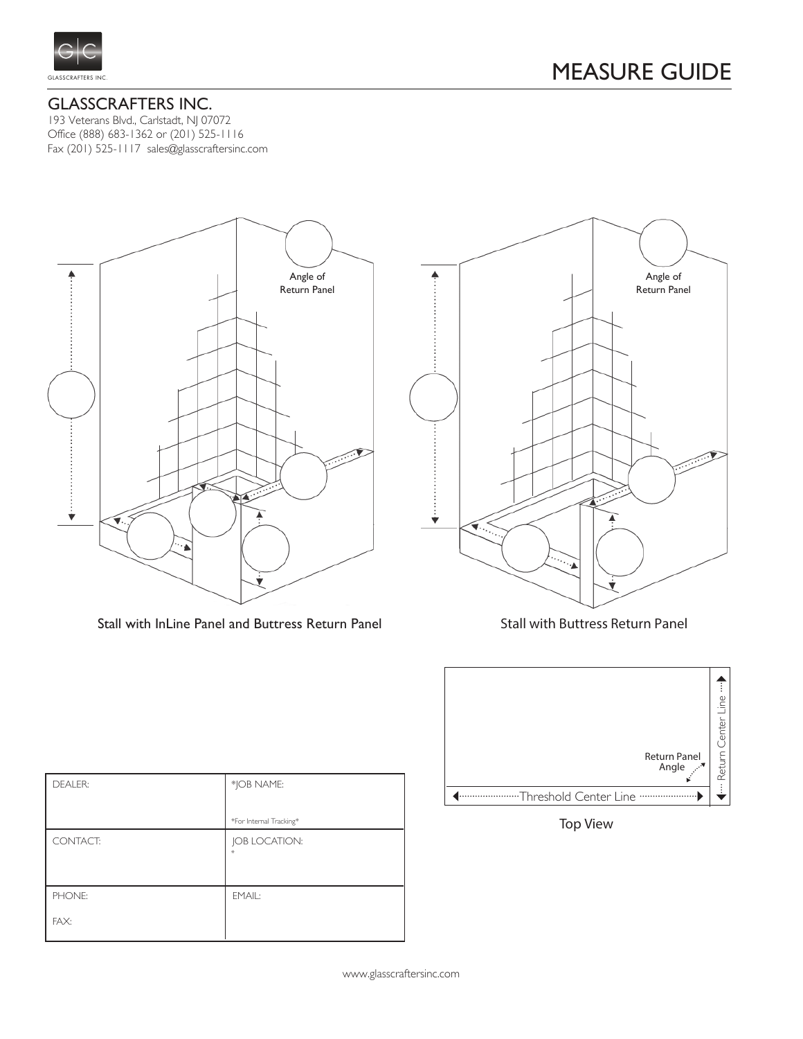GLASSCRAFTERS INC.

# MEASURE GUIDE

## GLASSCRAFTERS INC.

193 Veterans Blvd., Carlstadt, NJ 07072
Office (888) 683-1362 or (201) 525-1116
Fax (201) 525-1117 sales@glasscraftersinc.com

Angle of Return Panel

Angle of Return Panel

Stall with InLine Panel and Buttress Return Panel

Stall with Buttress Return Panel

Return Panel Angle

Return Center Line

Threshold Center Line

Top View

| DEALER: | *JOB NAME:<br><br>*For Internal Tracking* |
| --- | --- |
| CONTACT: | JOB LOCATION:<br>* |
| PHONE:<br><br>FAX: | EMAIL: |

www.glasscraftersinc.com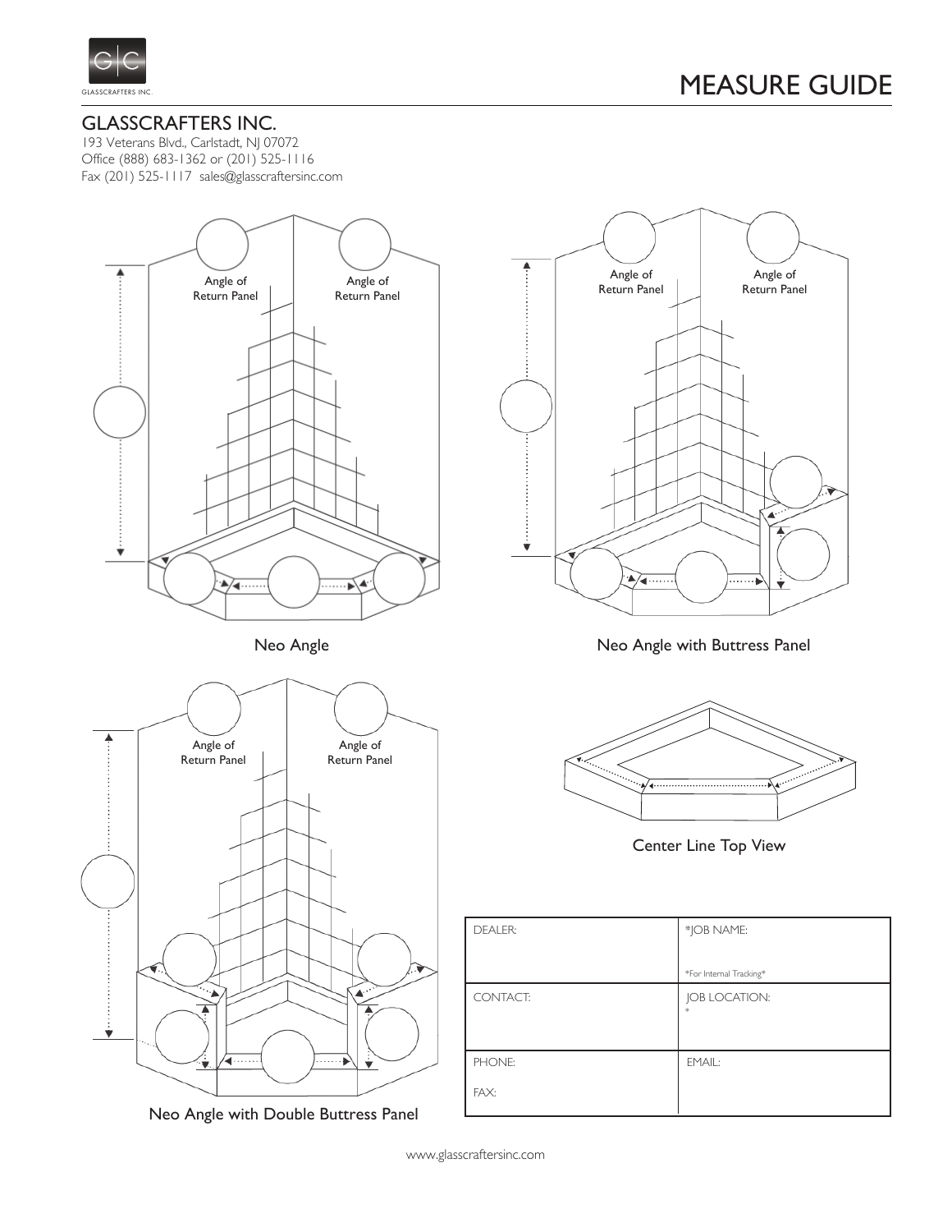# MEASURE GUIDE

## GLASSCRAFTERS INC.

193 Veterans Blvd., Carlstadt, NJ 07072
Office (888) 683-1362 or (201) 525-1116
Fax (201) 525-1117 sales@glasscraftersinc.com

Angle of Return Panel

Angle of Return Panel

Neo Angle

Angle of Return Panel

Angle of Return Panel

Neo Angle with Buttress Panel

Angle of Return Panel

Angle of Return Panel

Neo Angle with Double Buttress Panel

Center Line Top View

| | |
|---|---|
| DEALER: | *JOB NAME:<br><br>*For Internal Tracking* |
| CONTACT: | JOB LOCATION:<br>* |
| PHONE:<br><br>FAX: | EMAIL: |

www.glasscraftersinc.com